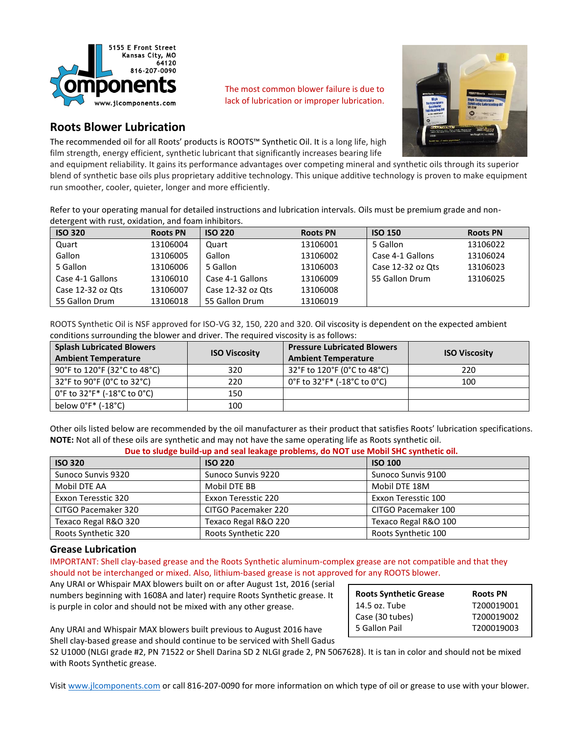5155 E Front Street
Kansas City, MO
64120
816-207-0090
www.jlcomponents.com

The most common blower failure is due to lack of lubrication or improper lubrication.

## Roots Blower Lubrication

The recommended oil for all Roots' products is ROOTS™ Synthetic Oil. It is a long life, high film strength, energy efficient, synthetic lubricant that significantly increases bearing life and equipment reliability. It gains its performance advantages over competing mineral and synthetic oils through its superior blend of synthetic base oils plus proprietary additive technology. This unique additive technology is proven to make equipment run smoother, cooler, quieter, longer and more efficiently.

Refer to your operating manual for detailed instructions and lubrication intervals. Oils must be premium grade and non-detergent with rust, oxidation, and foam inhibitors.

| ISO 320 | Roots PN | ISO 220 | Roots PN | ISO 150 | Roots PN |
|---|---|---|---|---|---|
| Quart | 13106004 | Quart | 13106001 | 5 Gallon | 13106022 |
| Gallon | 13106005 | Gallon | 13106002 | Case 4-1 Gallons | 13106024 |
| 5 Gallon | 13106006 | 5 Gallon | 13106003 | Case 12-32 oz Qts | 13106023 |
| Case 4-1 Gallons | 13106010 | Case 4-1 Gallons | 13106009 | 55 Gallon Drum | 13106025 |
| Case 12-32 oz Qts | 13106007 | Case 12-32 oz Qts | 13106008 | | |
| 55 Gallon Drum | 13106018 | 55 Gallon Drum | 13106019 | | |

ROOTS Synthetic Oil is NSF approved for ISO-VG 32, 150, 220 and 320. Oil viscosity is dependent on the expected ambient conditions surrounding the blower and driver. The required viscosity is as follows:

| Splash Lubricated Blowers Ambient Temperature | ISO Viscosity | Pressure Lubricated Blowers Ambient Temperature | ISO Viscosity |
|---|---|---|---|
| 90°F to 120°F (32°C to 48°C) | 320 | 32°F to 120°F (0°C to 48°C) | 220 |
| 32°F to 90°F (0°C to 32°C) | 220 | 0°F to 32°F* (-18°C to 0°C) | 100 |
| 0°F to 32°F* (-18°C to 0°C) | 150 | | |
| below 0°F* (-18°C) | 100 | | |

Other oils listed below are recommended by the oil manufacturer as their product that satisfies Roots' lubrication specifications. **NOTE:** Not all of these oils are synthetic and may not have the same operating life as Roots synthetic oil.

**Due to sludge build-up and seal leakage problems, do NOT use Mobil SHC synthetic oil.**

| ISO 320 | ISO 220 | ISO 100 |
|---|---|---|
| Sunoco Sunvis 9320 | Sunoco Sunvis 9220 | Sunoco Sunvis 9100 |
| Mobil DTE AA | Mobil DTE BB | Mobil DTE 18M |
| Exxon Teresstic 320 | Exxon Teresstic 220 | Exxon Teresstic 100 |
| CITGO Pacemaker 320 | CITGO Pacemaker 220 | CITGO Pacemaker 100 |
| Texaco Regal R&O 320 | Texaco Regal R&O 220 | Texaco Regal R&O 100 |
| Roots Synthetic 320 | Roots Synthetic 220 | Roots Synthetic 100 |

### Grease Lubrication

IMPORTANT: Shell clay-based grease and the Roots Synthetic aluminum-complex grease are not compatible and that they should not be interchanged or mixed. Also, lithium-based grease is not approved for any ROOTS blower.

Any URAI or Whispair MAX blowers built on or after August 1st, 2016 (serial numbers beginning with 1608A and later) require Roots Synthetic grease. It is purple in color and should not be mixed with any other grease.

| Roots Synthetic Grease | Roots PN |
|---|---|
| 14.5 oz. Tube | T200019001 |
| Case (30 tubes) | T200019002 |
| 5 Gallon Pail | T200019003 |

Any URAI and Whispair MAX blowers built previous to August 2016 have Shell clay-based grease and should continue to be serviced with Shell Gadus S2 U1000 (NLGI grade #2, PN 71522 or Shell Darina SD 2 NLGI grade 2, PN 5067628). It is tan in color and should not be mixed with Roots Synthetic grease.

Visit www.jlcomponents.com or call 816-207-0090 for more information on which type of oil or grease to use with your blower.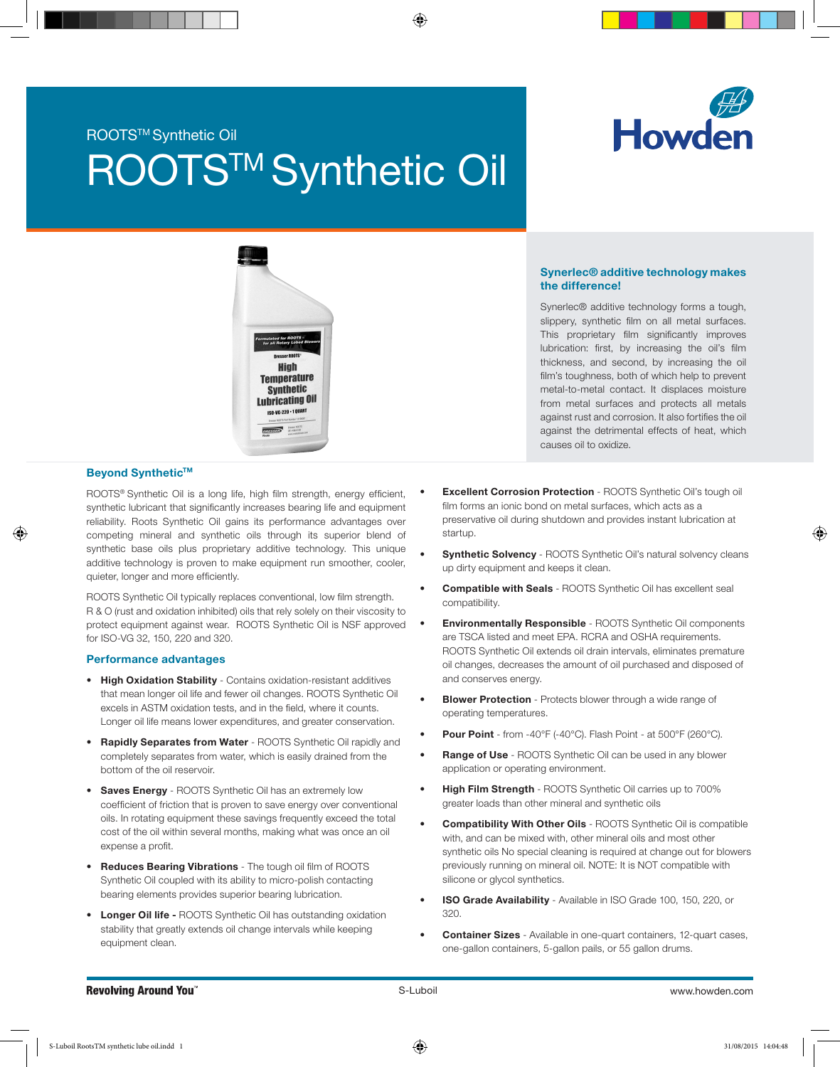ROOTS™ Synthetic Oil

# ROOTS™ Synthetic Oil

### Synerlec® additive technology makes the difference!

Synerlec® additive technology forms a tough, slippery, synthetic film on all metal surfaces. This proprietary film significantly improves lubrication: first, by increasing the oil's film thickness, and second, by increasing the oil film's toughness, both of which help to prevent metal-to-metal contact. It displaces moisture from metal surfaces and protects all metals against rust and corrosion. It also fortifies the oil against the detrimental effects of heat, which causes oil to oxidize.

### Beyond Synthetic™

ROOTS® Synthetic Oil is a long life, high film strength, energy efficient, synthetic lubricant that significantly increases bearing life and equipment reliability. Roots Synthetic Oil gains its performance advantages over competing mineral and synthetic oils through its superior blend of synthetic base oils plus proprietary additive technology. This unique additive technology is proven to make equipment run smoother, cooler, quieter, longer and more efficiently.

ROOTS Synthetic Oil typically replaces conventional, low film strength. R & O (rust and oxidation inhibited) oils that rely solely on their viscosity to protect equipment against wear. ROOTS Synthetic Oil is NSF approved for ISO-VG 32, 150, 220 and 320.

### Performance advantages

- **High Oxidation Stability** - Contains oxidation-resistant additives that mean longer oil life and fewer oil changes. ROOTS Synthetic Oil excels in ASTM oxidation tests, and in the field, where it counts. Longer oil life means lower expenditures, and greater conservation.
- **Rapidly Separates from Water** - ROOTS Synthetic Oil rapidly and completely separates from water, which is easily drained from the bottom of the oil reservoir.
- **Saves Energy** - ROOTS Synthetic Oil has an extremely low coefficient of friction that is proven to save energy over conventional oils. In rotating equipment these savings frequently exceed the total cost of the oil within several months, making what was once an oil expense a profit.
- **Reduces Bearing Vibrations** - The tough oil film of ROOTS Synthetic Oil coupled with its ability to micro-polish contacting bearing elements provides superior bearing lubrication.
- **Longer Oil life -** ROOTS Synthetic Oil has outstanding oxidation stability that greatly extends oil change intervals while keeping equipment clean.
- **Excellent Corrosion Protection** - ROOTS Synthetic Oil's tough oil film forms an ionic bond on metal surfaces, which acts as a preservative oil during shutdown and provides instant lubrication at startup.
- **Synthetic Solvency** - ROOTS Synthetic Oil's natural solvency cleans up dirty equipment and keeps it clean.
- **Compatible with Seals** - ROOTS Synthetic Oil has excellent seal compatibility.
- **Environmentally Responsible** - ROOTS Synthetic Oil components are TSCA listed and meet EPA. RCRA and OSHA requirements. ROOTS Synthetic Oil extends oil drain intervals, eliminates premature oil changes, decreases the amount of oil purchased and disposed of and conserves energy.
- **Blower Protection** - Protects blower through a wide range of operating temperatures.
- **Pour Point** - from -40°F (-40°C). Flash Point - at 500°F (260°C).
- **Range of Use** - ROOTS Synthetic Oil can be used in any blower application or operating environment.
- **High Film Strength** - ROOTS Synthetic Oil carries up to 700% greater loads than other mineral and synthetic oils
- **Compatibility With Other Oils** - ROOTS Synthetic Oil is compatible with, and can be mixed with, other mineral oils and most other synthetic oils No special cleaning is required at change out for blowers previously running on mineral oil. NOTE: It is NOT compatible with silicone or glycol synthetics.
- **ISO Grade Availability** - Available in ISO Grade 100, 150, 220, or 320.
- **Container Sizes** - Available in one-quart containers, 12-quart cases, one-gallon containers, 5-gallon pails, or 55 gallon drums.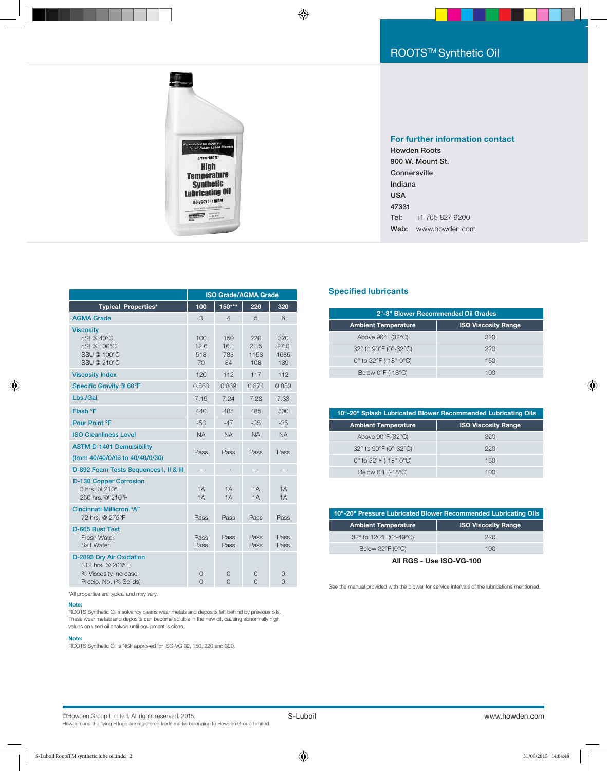# ROOTS™ Synthetic Oil

**For further information contact**

Howden Roots
900 W. Mount St.
Connersville
Indiana
USA
47331
**Tel:** +1 765 827 9200
**Web:** www.howden.com

| Typical Properties* | ISO Grade/AGMA Grade | | | |
|---|---|---|---|---|
| | 100 | 150*** | 220 | 320 |
| AGMA Grade | 3 | 4 | 5 | 6 |
| Viscosity | | | | |
| cSt @ 40°C | 100 | 150 | 220 | 320 |
| cSt @ 100°C | 12.6 | 16.1 | 21.5 | 27.0 |
| SSU @ 100°C | 518 | 783 | 1153 | 1685 |
| SSU @ 210°C | 70 | 84 | 108 | 139 |
| Viscosity Index | 120 | 112 | 117 | 112 |
| Specific Gravity @ 60°F | 0.863 | 0.869 | 0.874 | 0.880 |
| Lbs./Gal | 7.19 | 7.24 | 7.28 | 7.33 |
| Flash °F | 440 | 485 | 485 | 500 |
| Pour Point °F | -53 | -47 | -35 | -35 |
| ISO Cleanliness Level | NA | NA | NA | NA |
| ASTM D-1401 Demulsibility (from 40/40/0/06 to 40/40/0/30) | Pass | Pass | Pass | Pass |
| D-892 Foam Tests Sequences I, II & III | — | — | — | — |
| D-130 Copper Corrosion | | | | |
| 3 hrs. @ 210°F | 1A | 1A | 1A | 1A |
| 250 hrs. @ 210°F | 1A | 1A | 1A | 1A |
| Cincinnati Millicron "A" 72 hrs. @ 275°F | Pass | Pass | Pass | Pass |
| D-665 Rust Test | | | | |
| Fresh Water | Pass | Pass | Pass | Pass |
| Salt Water | Pass | Pass | Pass | Pass |
| D-2893 Dry Air Oxidation 312 hrs. @ 203°F, | | | | |
| % Viscosity Increase | 0 | 0 | 0 | 0 |
| Precip. No. (% Solids) | 0 | 0 | 0 | 0 |

*All properties are typical and may vary.

**Note:**
ROOTS Synthetic Oil's solvency cleans wear metals and deposits left behind by previous oils. These wear metals and deposits can become soluble in the new oil, causing abnormally high values on used oil analysis until equipment is clean.

**Note:**
ROOTS Synthetic Oil is NSF approved for ISO-VG 32, 150, 220 and 320.

## Specified lubricants

| 2"-8" Blower Recommended Oil Grades | |
|---|---|
| Ambient Temperature | ISO Viscosity Range |
| Above 90°F (32°C) | 320 |
| 32° to 90°F (0°-32°C) | 220 |
| 0° to 32°F (-18°-0°C) | 150 |
| Below 0°F (-18°C) | 100 |

| 10"-20" Splash Lubricated Blower Recommended Lubricating Oils | |
|---|---|
| Ambient Temperature | ISO Viscosity Range |
| Above 90°F (32°C) | 320 |
| 32° to 90°F (0°-32°C) | 220 |
| 0° to 32°F (-18°-0°C) | 150 |
| Below 0°F (-18°C) | 100 |

| 10"-20" Pressure Lubricated Blower Recommended Lubricating Oils | |
|---|---|
| Ambient Temperature | ISO Viscosity Range |
| 32° to 120°F (0°-49°C) | 220 |
| Below 32°F (0°C) | 100 |

**All RGS - Use ISO-VG-100**

See the manual provided with the blower for service intervals of the lubrications mentioned.

©Howden Group Limited. All rights reserved. 2015.
Howden and the flying H logo are registered trade marks belonging to Howden Group Limited.

S-Luboil

www.howden.com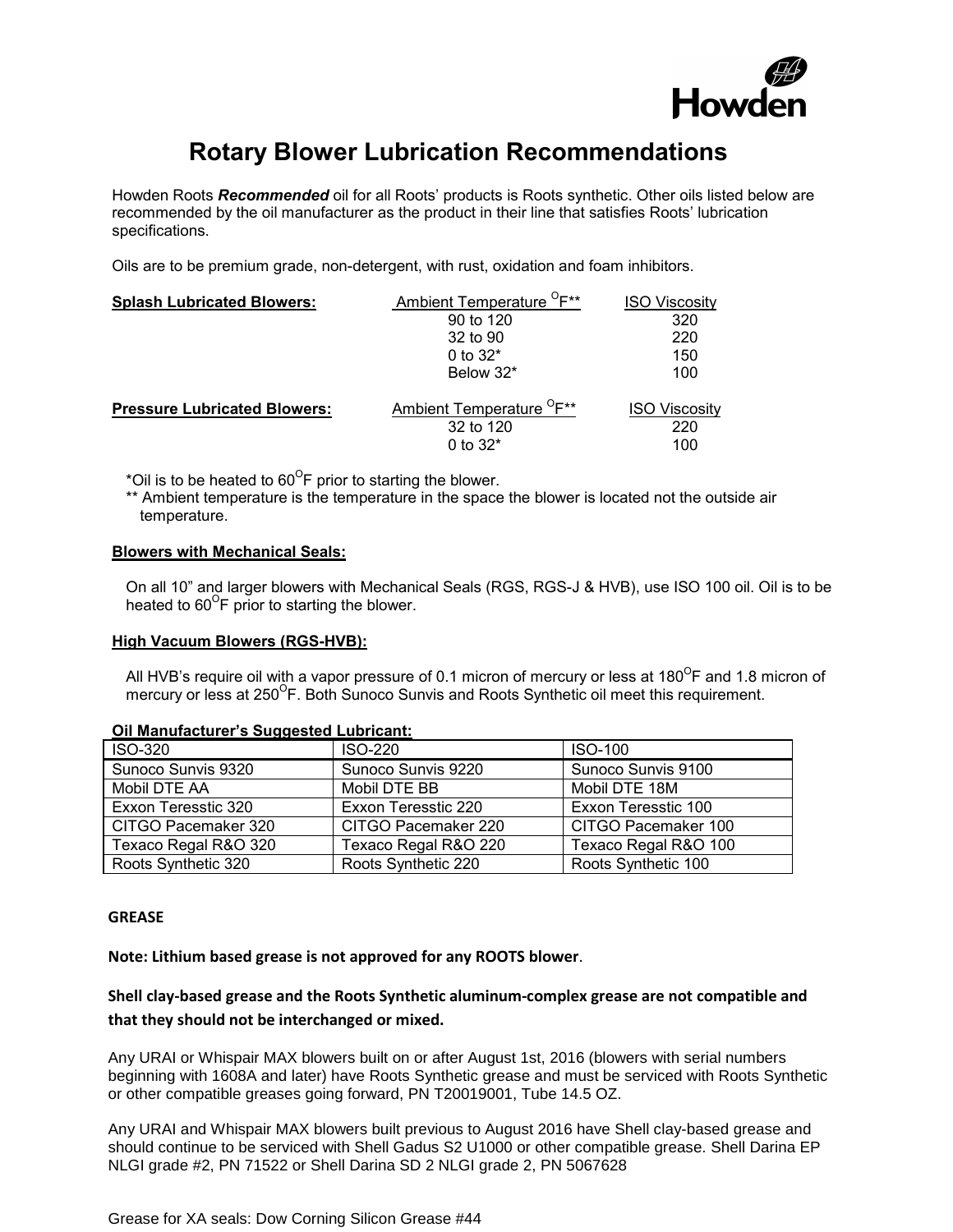Howden

# Rotary Blower Lubrication Recommendations

Howden Roots ***Recommended*** oil for all Roots' products is Roots synthetic. Other oils listed below are recommended by the oil manufacturer as the product in their line that satisfies Roots' lubrication specifications.

Oils are to be premium grade, non-detergent, with rust, oxidation and foam inhibitors.

**Splash Lubricated Blowers:**

| Ambient Temperature $^{O}$F** | ISO Viscosity |
|---|---|
| 90 to 120 | 320 |
| 32 to 90 | 220 |
| 0 to 32* | 150 |
| Below 32* | 100 |

**Pressure Lubricated Blowers:**

| Ambient Temperature $^{O}$F** | ISO Viscosity |
|---|---|
| 32 to 120 | 220 |
| 0 to 32* | 100 |

*Oil is to be heated to 60$^{O}$F prior to starting the blower.
** Ambient temperature is the temperature in the space the blower is located not the outside air temperature.

**Blowers with Mechanical Seals:**

On all 10" and larger blowers with Mechanical Seals (RGS, RGS-J & HVB), use ISO 100 oil. Oil is to be heated to 60$^{O}$F prior to starting the blower.

**High Vacuum Blowers (RGS-HVB):**

All HVB's require oil with a vapor pressure of 0.1 micron of mercury or less at 180$^{O}$F and 1.8 micron of mercury or less at 250$^{O}$F. Both Sunoco Sunvis and Roots Synthetic oil meet this requirement.

**Oil Manufacturer's Suggested Lubricant:**

| ISO-320 | ISO-220 | ISO-100 |
|---|---|---|
| Sunoco Sunvis 9320 | Sunoco Sunvis 9220 | Sunoco Sunvis 9100 |
| Mobil DTE AA | Mobil DTE BB | Mobil DTE 18M |
| Exxon Teresstic 320 | Exxon Teresstic 220 | Exxon Teresstic 100 |
| CITGO Pacemaker 320 | CITGO Pacemaker 220 | CITGO Pacemaker 100 |
| Texaco Regal R&O 320 | Texaco Regal R&O 220 | Texaco Regal R&O 100 |
| Roots Synthetic 320 | Roots Synthetic 220 | Roots Synthetic 100 |

**GREASE**

**Note: Lithium based grease is not approved for any ROOTS blower**.

**Shell clay-based grease and the Roots Synthetic aluminum-complex grease are not compatible and that they should not be interchanged or mixed.**

Any URAI or Whispair MAX blowers built on or after August 1st, 2016 (blowers with serial numbers beginning with 1608A and later) have Roots Synthetic grease and must be serviced with Roots Synthetic or other compatible greases going forward, PN T20019001, Tube 14.5 OZ.

Any URAI and Whispair MAX blowers built previous to August 2016 have Shell clay-based grease and should continue to be serviced with Shell Gadus S2 U1000 or other compatible grease. Shell Darina EP NLGI grade #2, PN 71522 or Shell Darina SD 2 NLGI grade 2, PN 5067628

Grease for XA seals: Dow Corning Silicon Grease #44